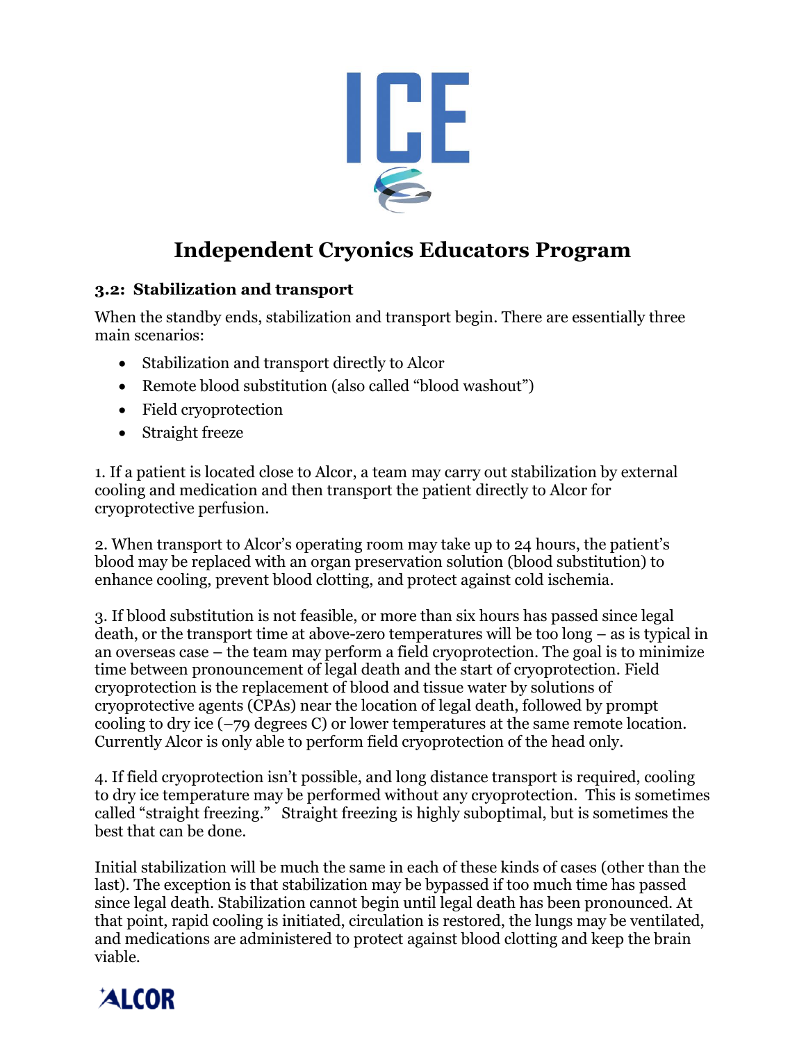# Independent Cryonics Educators Program

### 3.2: Stabilization and transport

When the standby ends, stabilization and transport begin. There are essentially three main scenarios:

- Stabilization and transport directly to Alcor
- Remote blood substitution (also called "blood washout")
- Field cryoprotection
- Straight freeze

1. If a patient is located close to Alcor, a team may carry out stabilization by external cooling and medication and then transport the patient directly to Alcor for cryoprotective perfusion.

2. When transport to Alcor's operating room may take up to 24 hours, the patient's blood may be replaced with an organ preservation solution (blood substitution) to enhance cooling, prevent blood clotting, and protect against cold ischemia.

3. If blood substitution is not feasible, or more than six hours has passed since legal death, or the transport time at above-zero temperatures will be too long – as is typical in an overseas case – the team may perform a field cryoprotection. The goal is to minimize time between pronouncement of legal death and the start of cryoprotection. Field cryoprotection is the replacement of blood and tissue water by solutions of cryoprotective agents (CPAs) near the location of legal death, followed by prompt cooling to dry ice (–79 degrees C) or lower temperatures at the same remote location. Currently Alcor is only able to perform field cryoprotection of the head only.

4. If field cryoprotection isn't possible, and long distance transport is required, cooling to dry ice temperature may be performed without any cryoprotection. This is sometimes called "straight freezing." Straight freezing is highly suboptimal, but is sometimes the best that can be done.

Initial stabilization will be much the same in each of these kinds of cases (other than the last). The exception is that stabilization may be bypassed if too much time has passed since legal death. Stabilization cannot begin until legal death has been pronounced. At that point, rapid cooling is initiated, circulation is restored, the lungs may be ventilated, and medications are administered to protect against blood clotting and keep the brain viable.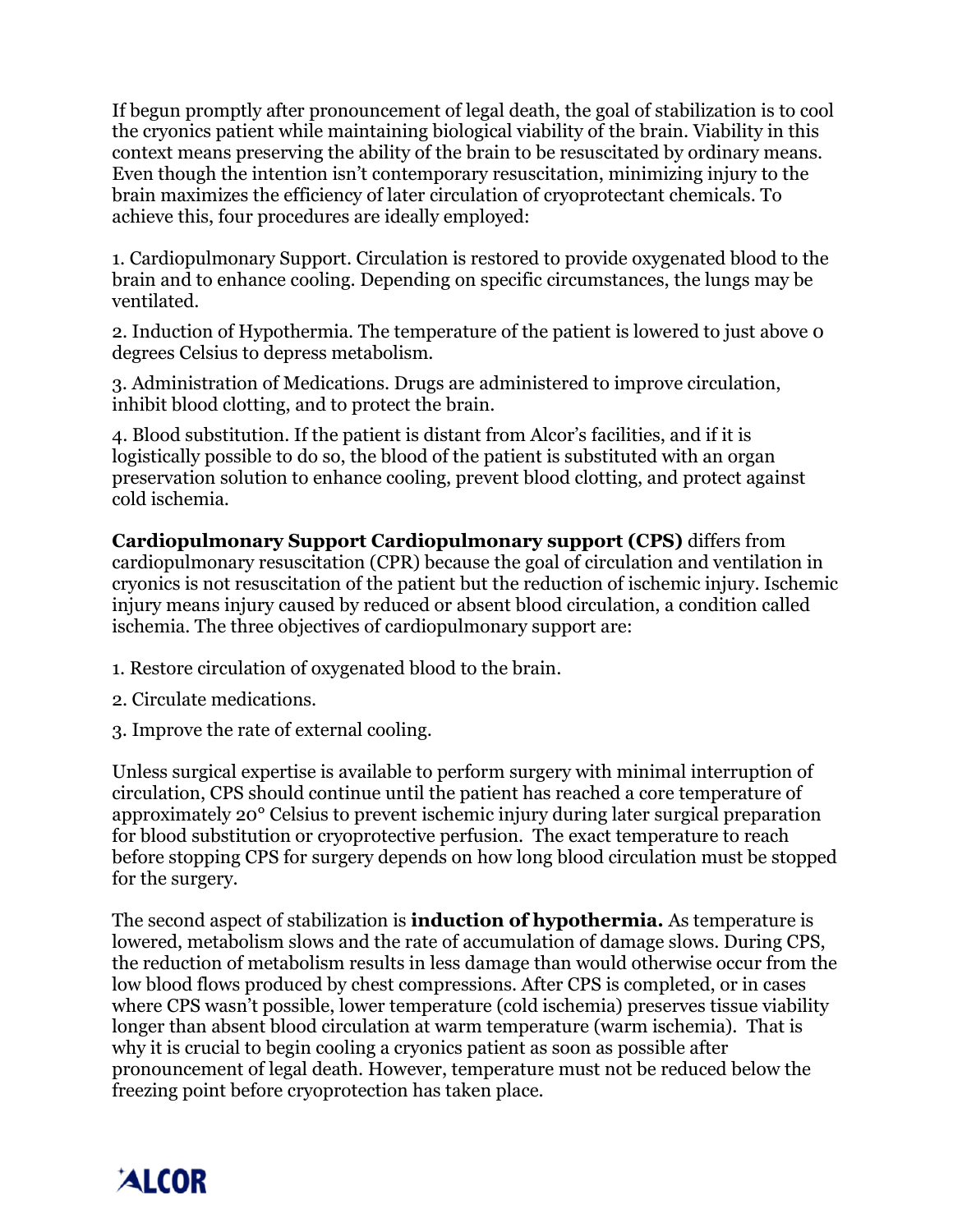If begun promptly after pronouncement of legal death, the goal of stabilization is to cool the cryonics patient while maintaining biological viability of the brain. Viability in this context means preserving the ability of the brain to be resuscitated by ordinary means. Even though the intention isn't contemporary resuscitation, minimizing injury to the brain maximizes the efficiency of later circulation of cryoprotectant chemicals. To achieve this, four procedures are ideally employed:

1. Cardiopulmonary Support. Circulation is restored to provide oxygenated blood to the brain and to enhance cooling. Depending on specific circumstances, the lungs may be ventilated.

2. Induction of Hypothermia. The temperature of the patient is lowered to just above 0 degrees Celsius to depress metabolism.

3. Administration of Medications. Drugs are administered to improve circulation, inhibit blood clotting, and to protect the brain.

4. Blood substitution. If the patient is distant from Alcor's facilities, and if it is logistically possible to do so, the blood of the patient is substituted with an organ preservation solution to enhance cooling, prevent blood clotting, and protect against cold ischemia.

**Cardiopulmonary Support Cardiopulmonary support (CPS)** differs from cardiopulmonary resuscitation (CPR) because the goal of circulation and ventilation in cryonics is not resuscitation of the patient but the reduction of ischemic injury. Ischemic injury means injury caused by reduced or absent blood circulation, a condition called ischemia. The three objectives of cardiopulmonary support are:

1. Restore circulation of oxygenated blood to the brain.

2. Circulate medications.

3. Improve the rate of external cooling.

Unless surgical expertise is available to perform surgery with minimal interruption of circulation, CPS should continue until the patient has reached a core temperature of approximately 20° Celsius to prevent ischemic injury during later surgical preparation for blood substitution or cryoprotective perfusion. The exact temperature to reach before stopping CPS for surgery depends on how long blood circulation must be stopped for the surgery.

The second aspect of stabilization is **induction of hypothermia.** As temperature is lowered, metabolism slows and the rate of accumulation of damage slows. During CPS, the reduction of metabolism results in less damage than would otherwise occur from the low blood flows produced by chest compressions. After CPS is completed, or in cases where CPS wasn't possible, lower temperature (cold ischemia) preserves tissue viability longer than absent blood circulation at warm temperature (warm ischemia). That is why it is crucial to begin cooling a cryonics patient as soon as possible after pronouncement of legal death. However, temperature must not be reduced below the freezing point before cryoprotection has taken place.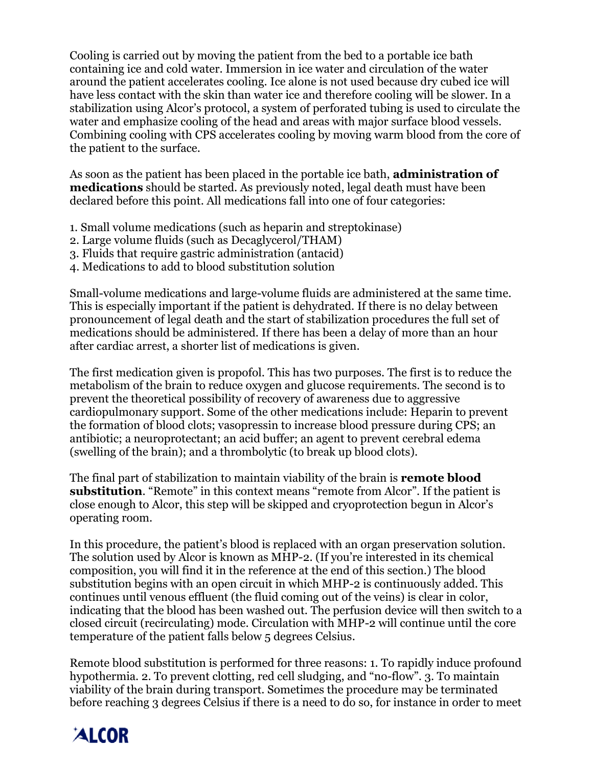Cooling is carried out by moving the patient from the bed to a portable ice bath containing ice and cold water. Immersion in ice water and circulation of the water around the patient accelerates cooling. Ice alone is not used because dry cubed ice will have less contact with the skin than water ice and therefore cooling will be slower. In a stabilization using Alcor's protocol, a system of perforated tubing is used to circulate the water and emphasize cooling of the head and areas with major surface blood vessels. Combining cooling with CPS accelerates cooling by moving warm blood from the core of the patient to the surface.

As soon as the patient has been placed in the portable ice bath, **administration of medications** should be started. As previously noted, legal death must have been declared before this point. All medications fall into one of four categories:

1. Small volume medications (such as heparin and streptokinase)
2. Large volume fluids (such as Decaglycerol/THAM)
3. Fluids that require gastric administration (antacid)
4. Medications to add to blood substitution solution

Small-volume medications and large-volume fluids are administered at the same time. This is especially important if the patient is dehydrated. If there is no delay between pronouncement of legal death and the start of stabilization procedures the full set of medications should be administered. If there has been a delay of more than an hour after cardiac arrest, a shorter list of medications is given.

The first medication given is propofol. This has two purposes. The first is to reduce the metabolism of the brain to reduce oxygen and glucose requirements. The second is to prevent the theoretical possibility of recovery of awareness due to aggressive cardiopulmonary support. Some of the other medications include: Heparin to prevent the formation of blood clots; vasopressin to increase blood pressure during CPS; an antibiotic; a neuroprotectant; an acid buffer; an agent to prevent cerebral edema (swelling of the brain); and a thrombolytic (to break up blood clots).

The final part of stabilization to maintain viability of the brain is **remote blood substitution**. "Remote" in this context means "remote from Alcor". If the patient is close enough to Alcor, this step will be skipped and cryoprotection begun in Alcor's operating room.

In this procedure, the patient's blood is replaced with an organ preservation solution. The solution used by Alcor is known as MHP-2. (If you're interested in its chemical composition, you will find it in the reference at the end of this section.) The blood substitution begins with an open circuit in which MHP-2 is continuously added. This continues until venous effluent (the fluid coming out of the veins) is clear in color, indicating that the blood has been washed out. The perfusion device will then switch to a closed circuit (recirculating) mode. Circulation with MHP-2 will continue until the core temperature of the patient falls below 5 degrees Celsius.

Remote blood substitution is performed for three reasons: 1. To rapidly induce profound hypothermia. 2. To prevent clotting, red cell sludging, and "no-flow". 3. To maintain viability of the brain during transport. Sometimes the procedure may be terminated before reaching 3 degrees Celsius if there is a need to do so, for instance in order to meet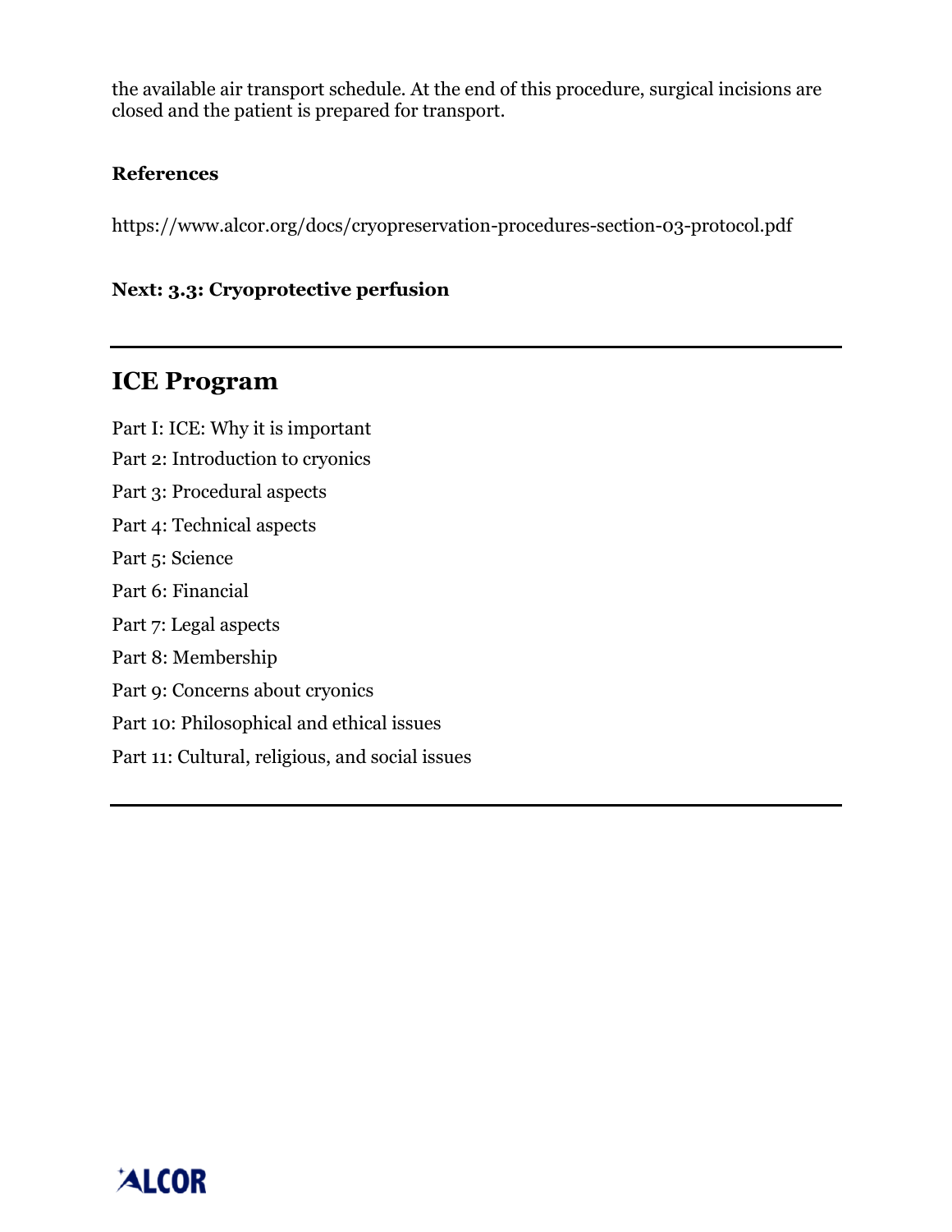the available air transport schedule. At the end of this procedure, surgical incisions are closed and the patient is prepared for transport.

**References**

https://www.alcor.org/docs/cryopreservation-procedures-section-03-protocol.pdf

**Next: 3.3: Cryoprotective perfusion**

---

## ICE Program

Part I: ICE: Why it is important
Part 2: Introduction to cryonics
Part 3: Procedural aspects
Part 4: Technical aspects
Part 5: Science
Part 6: Financial
Part 7: Legal aspects
Part 8: Membership
Part 9: Concerns about cryonics
Part 10: Philosophical and ethical issues
Part 11: Cultural, religious, and social issues

---